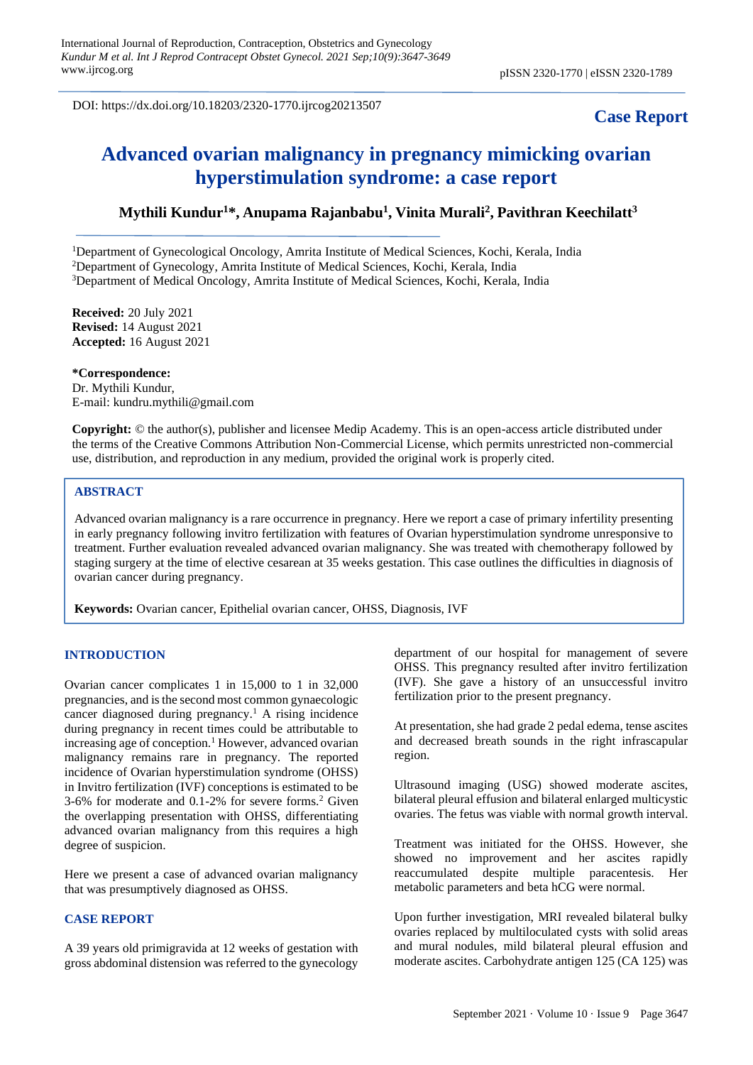DOI: https://dx.doi.org/10.18203/2320-1770.ijrcog20213507

**Case Report**

# Advanced ovarian malignancy in pregnancy mimicking ovarian hyperstimulation syndrome: a case report

**Mythili Kundur[1]*, Anupama Rajanbabu[1], Vinita Murali[2], Pavithran Keechilatt[3]**

[1]Department of Gynecological Oncology, Amrita Institute of Medical Sciences, Kochi, Kerala, India
[2]Department of Gynecology, Amrita Institute of Medical Sciences, Kochi, Kerala, India
[3]Department of Medical Oncology, Amrita Institute of Medical Sciences, Kochi, Kerala, India

**Received:** 20 July 2021
**Revised:** 14 August 2021
**Accepted:** 16 August 2021

**\*Correspondence:**
Dr. Mythili Kundur,
E-mail: kundru.mythili@gmail.com

**Copyright:** © the author(s), publisher and licensee Medip Academy. This is an open-access article distributed under the terms of the Creative Commons Attribution Non-Commercial License, which permits unrestricted non-commercial use, distribution, and reproduction in any medium, provided the original work is properly cited.

## ABSTRACT

Advanced ovarian malignancy is a rare occurrence in pregnancy. Here we report a case of primary infertility presenting in early pregnancy following invitro fertilization with features of Ovarian hyperstimulation syndrome unresponsive to treatment. Further evaluation revealed advanced ovarian malignancy. She was treated with chemotherapy followed by staging surgery at the time of elective cesarean at 35 weeks gestation. This case outlines the difficulties in diagnosis of ovarian cancer during pregnancy.

**Keywords:** Ovarian cancer, Epithelial ovarian cancer, OHSS, Diagnosis, IVF

## INTRODUCTION

Ovarian cancer complicates 1 in 15,000 to 1 in 32,000 pregnancies, and is the second most common gynaecologic cancer diagnosed during pregnancy.[1] A rising incidence during pregnancy in recent times could be attributable to increasing age of conception.[1] However, advanced ovarian malignancy remains rare in pregnancy. The reported incidence of Ovarian hyperstimulation syndrome (OHSS) in Invitro fertilization (IVF) conceptions is estimated to be 3-6% for moderate and 0.1-2% for severe forms.[2] Given the overlapping presentation with OHSS, differentiating advanced ovarian malignancy from this requires a high degree of suspicion.

Here we present a case of advanced ovarian malignancy that was presumptively diagnosed as OHSS.

## CASE REPORT

A 39 years old primigravida at 12 weeks of gestation with gross abdominal distension was referred to the gynecology department of our hospital for management of severe OHSS. This pregnancy resulted after invitro fertilization (IVF). She gave a history of an unsuccessful invitro fertilization prior to the present pregnancy.

At presentation, she had grade 2 pedal edema, tense ascites and decreased breath sounds in the right infrascapular region.

Ultrasound imaging (USG) showed moderate ascites, bilateral pleural effusion and bilateral enlarged multicystic ovaries. The fetus was viable with normal growth interval.

Treatment was initiated for the OHSS. However, she showed no improvement and her ascites rapidly reaccumulated despite multiple paracentesis. Her metabolic parameters and beta hCG were normal.

Upon further investigation, MRI revealed bilateral bulky ovaries replaced by multiloculated cysts with solid areas and mural nodules, mild bilateral pleural effusion and moderate ascites. Carbohydrate antigen 125 (CA 125) was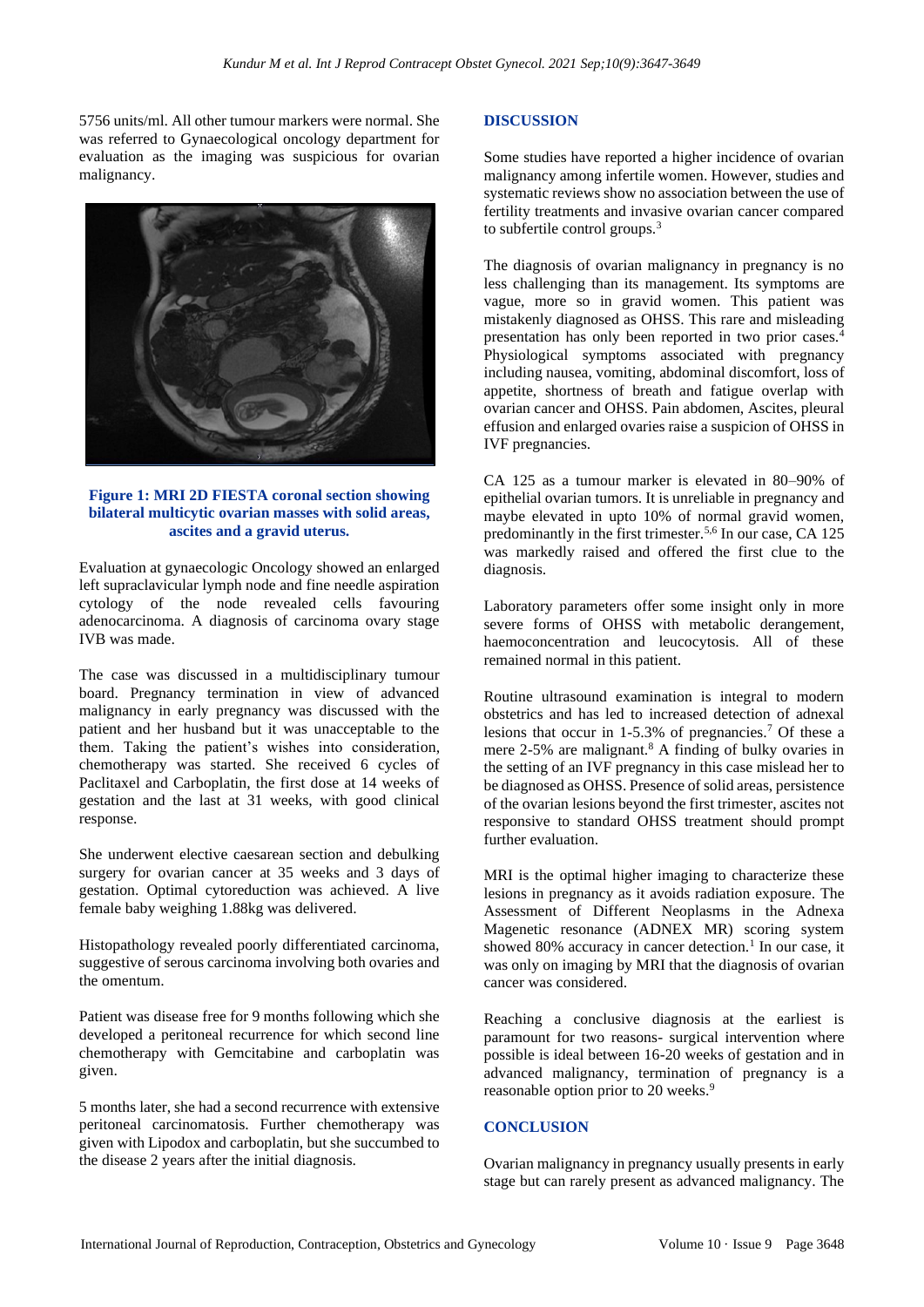5756 units/ml. All other tumour markers were normal. She was referred to Gynaecological oncology department for evaluation as the imaging was suspicious for ovarian malignancy.

**Figure 1: MRI 2D FIESTA coronal section showing bilateral multicytic ovarian masses with solid areas, ascites and a gravid uterus.**

Evaluation at gynaecologic Oncology showed an enlarged left supraclavicular lymph node and fine needle aspiration cytology of the node revealed cells favouring adenocarcinoma. A diagnosis of carcinoma ovary stage IVB was made.

The case was discussed in a multidisciplinary tumour board. Pregnancy termination in view of advanced malignancy in early pregnancy was discussed with the patient and her husband but it was unacceptable to the them. Taking the patient's wishes into consideration, chemotherapy was started. She received 6 cycles of Paclitaxel and Carboplatin, the first dose at 14 weeks of gestation and the last at 31 weeks, with good clinical response.

She underwent elective caesarean section and debulking surgery for ovarian cancer at 35 weeks and 3 days of gestation. Optimal cytoreduction was achieved. A live female baby weighing 1.88kg was delivered.

Histopathology revealed poorly differentiated carcinoma, suggestive of serous carcinoma involving both ovaries and the omentum.

Patient was disease free for 9 months following which she developed a peritoneal recurrence for which second line chemotherapy with Gemcitabine and carboplatin was given.

5 months later, she had a second recurrence with extensive peritoneal carcinomatosis. Further chemotherapy was given with Lipodox and carboplatin, but she succumbed to the disease 2 years after the initial diagnosis.

## DISCUSSION

Some studies have reported a higher incidence of ovarian malignancy among infertile women. However, studies and systematic reviews show no association between the use of fertility treatments and invasive ovarian cancer compared to subfertile control groups.[3]

The diagnosis of ovarian malignancy in pregnancy is no less challenging than its management. Its symptoms are vague, more so in gravid women. This patient was mistakenly diagnosed as OHSS. This rare and misleading presentation has only been reported in two prior cases.[4] Physiological symptoms associated with pregnancy including nausea, vomiting, abdominal discomfort, loss of appetite, shortness of breath and fatigue overlap with ovarian cancer and OHSS. Pain abdomen, Ascites, pleural effusion and enlarged ovaries raise a suspicion of OHSS in IVF pregnancies.

CA 125 as a tumour marker is elevated in 80–90% of epithelial ovarian tumors. It is unreliable in pregnancy and maybe elevated in upto 10% of normal gravid women, predominantly in the first trimester.[5,6] In our case, CA 125 was markedly raised and offered the first clue to the diagnosis.

Laboratory parameters offer some insight only in more severe forms of OHSS with metabolic derangement, haemoconcentration and leucocytosis. All of these remained normal in this patient.

Routine ultrasound examination is integral to modern obstetrics and has led to increased detection of adnexal lesions that occur in 1-5.3% of pregnancies.[7] Of these a mere 2-5% are malignant.[8] A finding of bulky ovaries in the setting of an IVF pregnancy in this case mislead her to be diagnosed as OHSS. Presence of solid areas, persistence of the ovarian lesions beyond the first trimester, ascites not responsive to standard OHSS treatment should prompt further evaluation.

MRI is the optimal higher imaging to characterize these lesions in pregnancy as it avoids radiation exposure. The Assessment of Different Neoplasms in the Adnexa Magenetic resonance (ADNEX MR) scoring system showed 80% accuracy in cancer detection.[1] In our case, it was only on imaging by MRI that the diagnosis of ovarian cancer was considered.

Reaching a conclusive diagnosis at the earliest is paramount for two reasons- surgical intervention where possible is ideal between 16-20 weeks of gestation and in advanced malignancy, termination of pregnancy is a reasonable option prior to 20 weeks.[9]

## CONCLUSION

Ovarian malignancy in pregnancy usually presents in early stage but can rarely present as advanced malignancy. The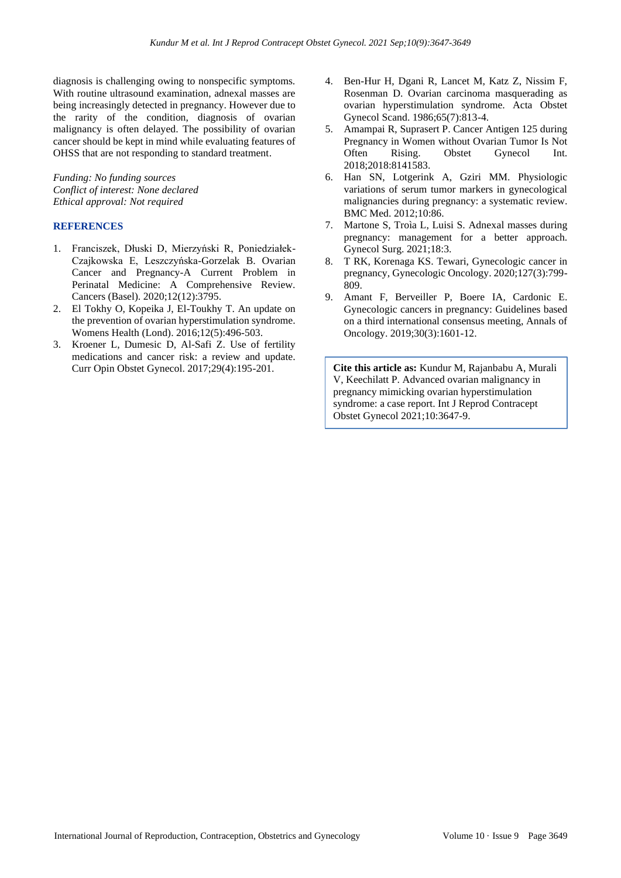diagnosis is challenging owing to nonspecific symptoms. With routine ultrasound examination, adnexal masses are being increasingly detected in pregnancy. However due to the rarity of the condition, diagnosis of ovarian malignancy is often delayed. The possibility of ovarian cancer should be kept in mind while evaluating features of OHSS that are not responding to standard treatment.

*Funding: No funding sources*
*Conflict of interest: None declared*
*Ethical approval: Not required*

## REFERENCES

1. Franciszek, Dłuski D, Mierzyński R, Poniedziałek-Czajkowska E, Leszczyńska-Gorzelak B. Ovarian Cancer and Pregnancy-A Current Problem in Perinatal Medicine: A Comprehensive Review. Cancers (Basel). 2020;12(12):3795.
2. El Tokhy O, Kopeika J, El-Toukhy T. An update on the prevention of ovarian hyperstimulation syndrome. Womens Health (Lond). 2016;12(5):496-503.
3. Kroener L, Dumesic D, Al-Safi Z. Use of fertility medications and cancer risk: a review and update. Curr Opin Obstet Gynecol. 2017;29(4):195-201.
4. Ben-Hur H, Dgani R, Lancet M, Katz Z, Nissim F, Rosenman D. Ovarian carcinoma masquerading as ovarian hyperstimulation syndrome. Acta Obstet Gynecol Scand. 1986;65(7):813-4.
5. Amampai R, Suprasert P. Cancer Antigen 125 during Pregnancy in Women without Ovarian Tumor Is Not Often Rising. Obstet Gynecol Int. 2018;2018:8141583.
6. Han SN, Lotgerink A, Gziri MM. Physiologic variations of serum tumor markers in gynecological malignancies during pregnancy: a systematic review. BMC Med. 2012;10:86.
7. Martone S, Troìa L, Luisi S. Adnexal masses during pregnancy: management for a better approach. Gynecol Surg. 2021;18:3.
8. T RK, Korenaga KS. Tewari, Gynecologic cancer in pregnancy, Gynecologic Oncology. 2020;127(3):799-809.
9. Amant F, Berveiller P, Boere IA, Cardonic E. Gynecologic cancers in pregnancy: Guidelines based on a third international consensus meeting, Annals of Oncology. 2019;30(3):1601-12.

**Cite this article as:** Kundur M, Rajanbabu A, Murali V, Keechilatt P. Advanced ovarian malignancy in pregnancy mimicking ovarian hyperstimulation syndrome: a case report. Int J Reprod Contracept Obstet Gynecol 2021;10:3647-9.